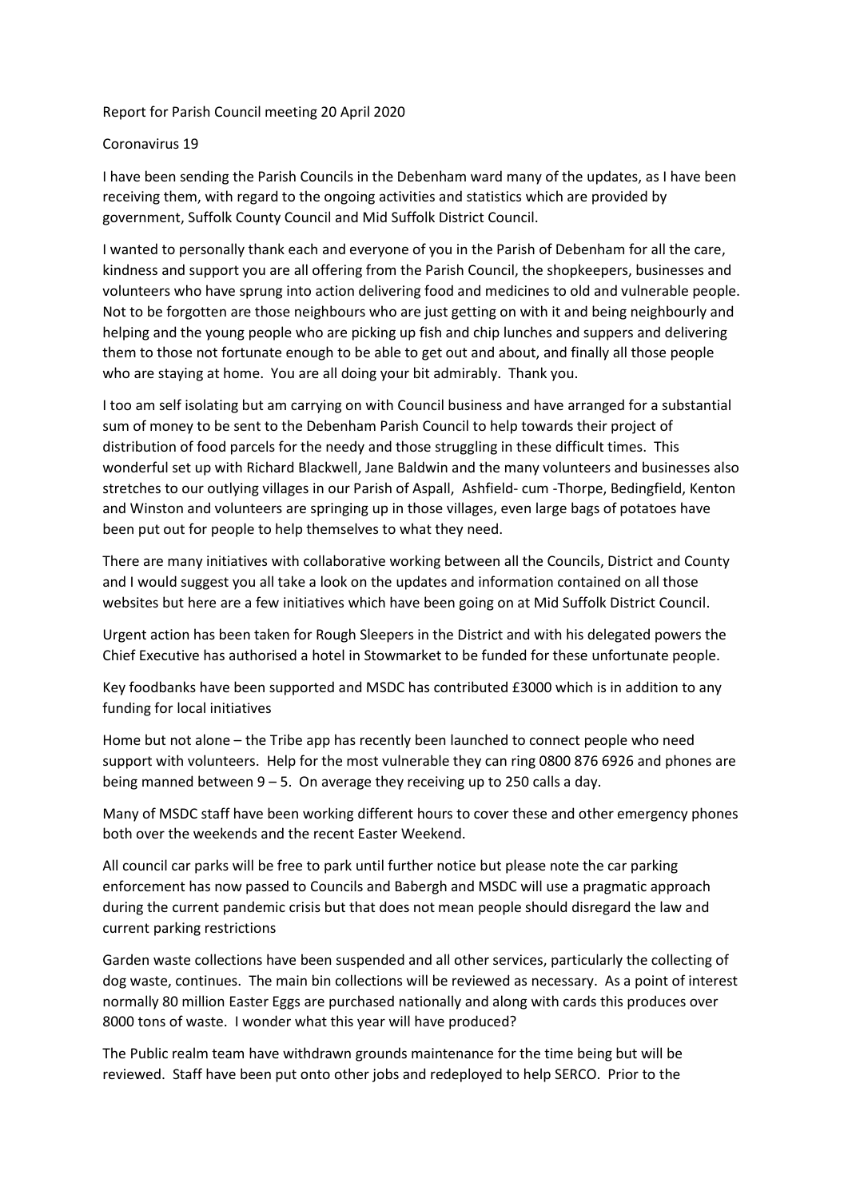Report for Parish Council meeting 20 April 2020

Coronavirus 19

I have been sending the Parish Councils in the Debenham ward many of the updates, as I have been receiving them, with regard to the ongoing activities and statistics which are provided by government, Suffolk County Council and Mid Suffolk District Council.

I wanted to personally thank each and everyone of you in the Parish of Debenham for all the care, kindness and support you are all offering from the Parish Council, the shopkeepers, businesses and volunteers who have sprung into action delivering food and medicines to old and vulnerable people. Not to be forgotten are those neighbours who are just getting on with it and being neighbourly and helping and the young people who are picking up fish and chip lunches and suppers and delivering them to those not fortunate enough to be able to get out and about, and finally all those people who are staying at home. You are all doing your bit admirably. Thank you.

I too am self isolating but am carrying on with Council business and have arranged for a substantial sum of money to be sent to the Debenham Parish Council to help towards their project of distribution of food parcels for the needy and those struggling in these difficult times. This wonderful set up with Richard Blackwell, Jane Baldwin and the many volunteers and businesses also stretches to our outlying villages in our Parish of Aspall, Ashfield- cum -Thorpe, Bedingfield, Kenton and Winston and volunteers are springing up in those villages, even large bags of potatoes have been put out for people to help themselves to what they need.

There are many initiatives with collaborative working between all the Councils, District and County and I would suggest you all take a look on the updates and information contained on all those websites but here are a few initiatives which have been going on at Mid Suffolk District Council.

Urgent action has been taken for Rough Sleepers in the District and with his delegated powers the Chief Executive has authorised a hotel in Stowmarket to be funded for these unfortunate people.

Key foodbanks have been supported and MSDC has contributed £3000 which is in addition to any funding for local initiatives

Home but not alone – the Tribe app has recently been launched to connect people who need support with volunteers. Help for the most vulnerable they can ring 0800 876 6926 and phones are being manned between 9 – 5. On average they receiving up to 250 calls a day.

Many of MSDC staff have been working different hours to cover these and other emergency phones both over the weekends and the recent Easter Weekend.

All council car parks will be free to park until further notice but please note the car parking enforcement has now passed to Councils and Babergh and MSDC will use a pragmatic approach during the current pandemic crisis but that does not mean people should disregard the law and current parking restrictions

Garden waste collections have been suspended and all other services, particularly the collecting of dog waste, continues. The main bin collections will be reviewed as necessary. As a point of interest normally 80 million Easter Eggs are purchased nationally and along with cards this produces over 8000 tons of waste. I wonder what this year will have produced?

The Public realm team have withdrawn grounds maintenance for the time being but will be reviewed. Staff have been put onto other jobs and redeployed to help SERCO. Prior to the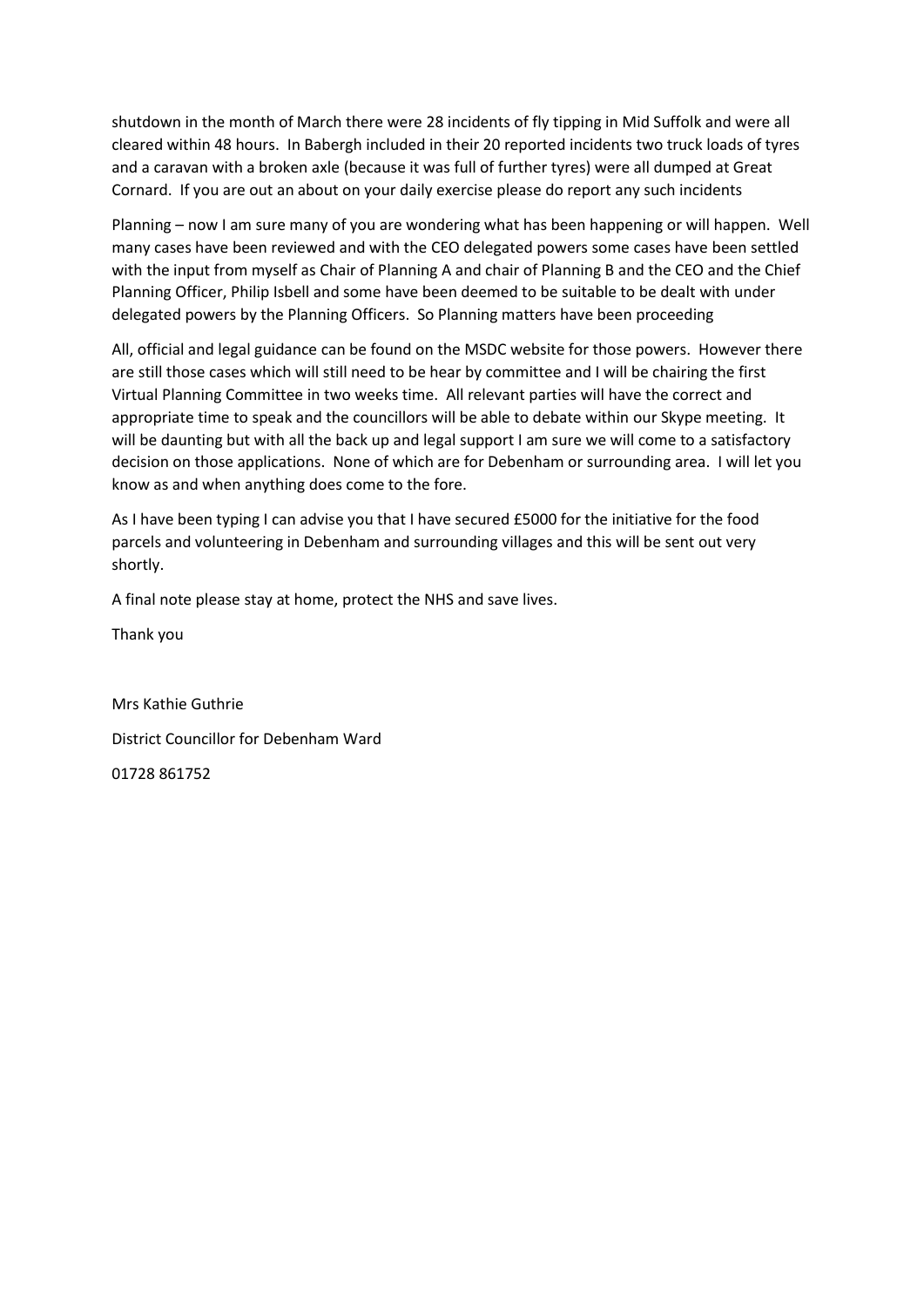shutdown in the month of March there were 28 incidents of fly tipping in Mid Suffolk and were all cleared within 48 hours. In Babergh included in their 20 reported incidents two truck loads of tyres and a caravan with a broken axle (because it was full of further tyres) were all dumped at Great Cornard. If you are out an about on your daily exercise please do report any such incidents

Planning – now I am sure many of you are wondering what has been happening or will happen. Well many cases have been reviewed and with the CEO delegated powers some cases have been settled with the input from myself as Chair of Planning A and chair of Planning B and the CEO and the Chief Planning Officer, Philip Isbell and some have been deemed to be suitable to be dealt with under delegated powers by the Planning Officers. So Planning matters have been proceeding

All, official and legal guidance can be found on the MSDC website for those powers. However there are still those cases which will still need to be hear by committee and I will be chairing the first Virtual Planning Committee in two weeks time. All relevant parties will have the correct and appropriate time to speak and the councillors will be able to debate within our Skype meeting. It will be daunting but with all the back up and legal support I am sure we will come to a satisfactory decision on those applications. None of which are for Debenham or surrounding area. I will let you know as and when anything does come to the fore.

As I have been typing I can advise you that I have secured £5000 for the initiative for the food parcels and volunteering in Debenham and surrounding villages and this will be sent out very shortly.

A final note please stay at home, protect the NHS and save lives.

Thank you

Mrs Kathie Guthrie

District Councillor for Debenham Ward

01728 861752